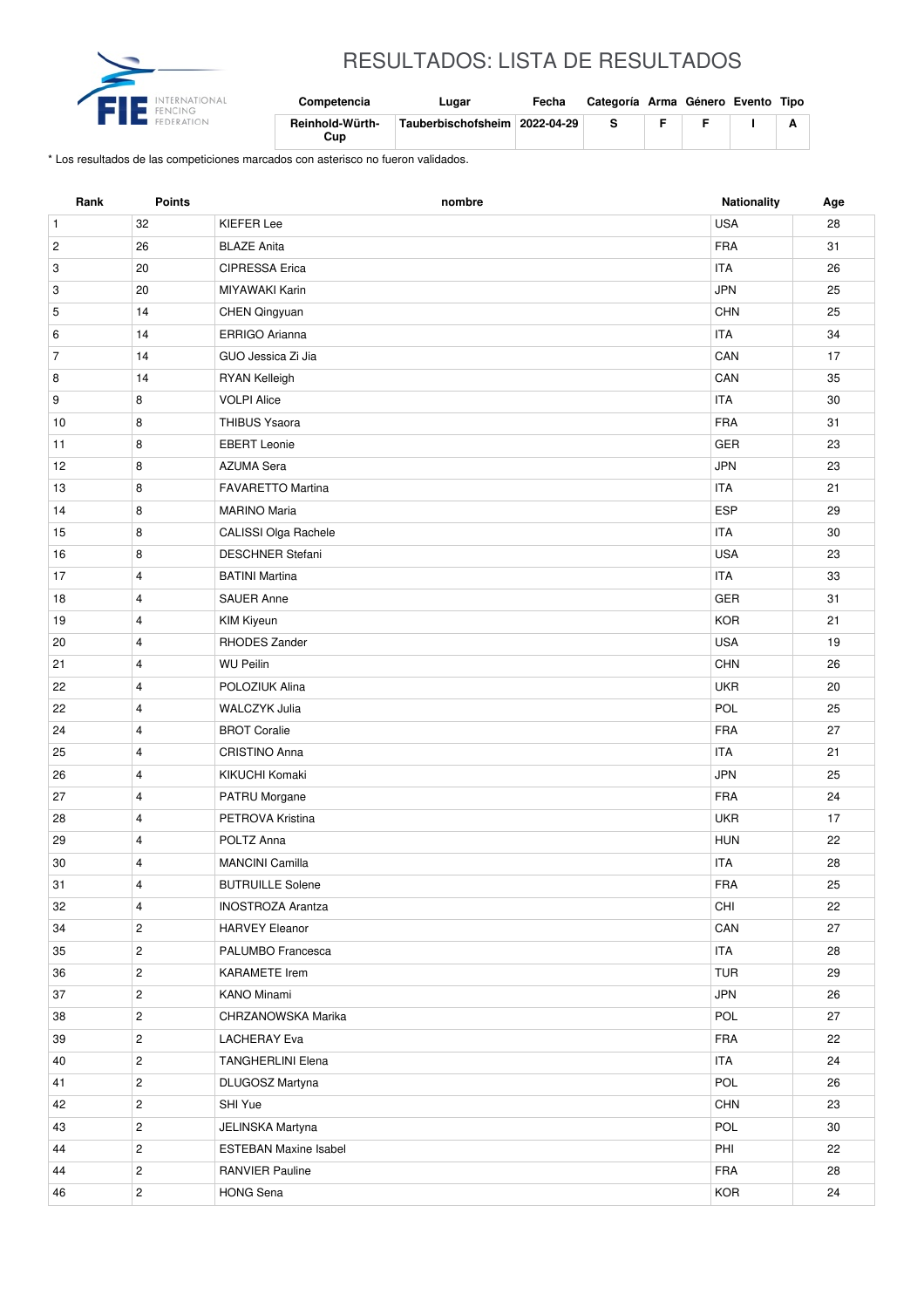# RESULTADOS: LISTA DE RESULTADOS

| Competencia | Lugar | Fecha | Categoría | Arma | Género | Evento | Tipo |
|---|---|---|---|---|---|---|---|
| Reinhold-Würth-Cup | Tauberbischofsheim | 2022-04-29 | S | F | F | I | A |

* Los resultados de las competiciones marcados con asterisco no fueron validados.

| Rank | Points | nombre | Nationality | Age |
|---|---|---|---|---|
| 1 | 32 | KIEFER Lee | USA | 28 |
| 2 | 26 | BLAZE Anita | FRA | 31 |
| 3 | 20 | CIPRESSA Erica | ITA | 26 |
| 3 | 20 | MIYAWAKI Karin | JPN | 25 |
| 5 | 14 | CHEN Qingyuan | CHN | 25 |
| 6 | 14 | ERRIGO Arianna | ITA | 34 |
| 7 | 14 | GUO Jessica Zi Jia | CAN | 17 |
| 8 | 14 | RYAN Kelleigh | CAN | 35 |
| 9 | 8 | VOLPI Alice | ITA | 30 |
| 10 | 8 | THIBUS Ysaora | FRA | 31 |
| 11 | 8 | EBERT Leonie | GER | 23 |
| 12 | 8 | AZUMA Sera | JPN | 23 |
| 13 | 8 | FAVARETTO Martina | ITA | 21 |
| 14 | 8 | MARINO Maria | ESP | 29 |
| 15 | 8 | CALISSI Olga Rachele | ITA | 30 |
| 16 | 8 | DESCHNER Stefani | USA | 23 |
| 17 | 4 | BATINI Martina | ITA | 33 |
| 18 | 4 | SAUER Anne | GER | 31 |
| 19 | 4 | KIM Kiyeun | KOR | 21 |
| 20 | 4 | RHODES Zander | USA | 19 |
| 21 | 4 | WU Peilin | CHN | 26 |
| 22 | 4 | POLOZIUK Alina | UKR | 20 |
| 22 | 4 | WALCZYK Julia | POL | 25 |
| 24 | 4 | BROT Coralie | FRA | 27 |
| 25 | 4 | CRISTINO Anna | ITA | 21 |
| 26 | 4 | KIKUCHI Komaki | JPN | 25 |
| 27 | 4 | PATRU Morgane | FRA | 24 |
| 28 | 4 | PETROVA Kristina | UKR | 17 |
| 29 | 4 | POLTZ Anna | HUN | 22 |
| 30 | 4 | MANCINI Camilla | ITA | 28 |
| 31 | 4 | BUTRUILLE Solene | FRA | 25 |
| 32 | 4 | INOSTROZA Arantza | CHI | 22 |
| 34 | 2 | HARVEY Eleanor | CAN | 27 |
| 35 | 2 | PALUMBO Francesca | ITA | 28 |
| 36 | 2 | KARAMETE Irem | TUR | 29 |
| 37 | 2 | KANO Minami | JPN | 26 |
| 38 | 2 | CHRZANOWSKA Marika | POL | 27 |
| 39 | 2 | LACHERAY Eva | FRA | 22 |
| 40 | 2 | TANGHERLINI Elena | ITA | 24 |
| 41 | 2 | DLUGOSZ Martyna | POL | 26 |
| 42 | 2 | SHI Yue | CHN | 23 |
| 43 | 2 | JELINSKA Martyna | POL | 30 |
| 44 | 2 | ESTEBAN Maxine Isabel | PHI | 22 |
| 44 | 2 | RANVIER Pauline | FRA | 28 |
| 46 | 2 | HONG Sena | KOR | 24 |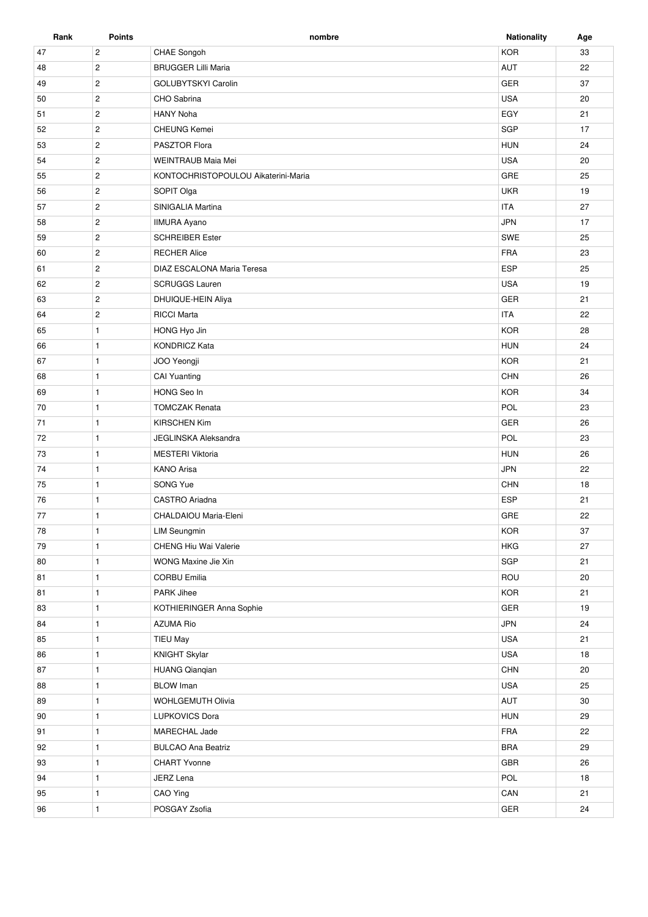| Rank | Points | nombre | Nationality | Age |
|---|---|---|---|---|
| 47 | 2 | CHAE Songoh | KOR | 33 |
| 48 | 2 | BRUGGER Lilli Maria | AUT | 22 |
| 49 | 2 | GOLUBYTSKYI Carolin | GER | 37 |
| 50 | 2 | CHO Sabrina | USA | 20 |
| 51 | 2 | HANY Noha | EGY | 21 |
| 52 | 2 | CHEUNG Kemei | SGP | 17 |
| 53 | 2 | PASZTOR Flora | HUN | 24 |
| 54 | 2 | WEINTRAUB Maia Mei | USA | 20 |
| 55 | 2 | KONTOCHRISTOPOULOU Aikaterini-Maria | GRE | 25 |
| 56 | 2 | SOPIT Olga | UKR | 19 |
| 57 | 2 | SINIGALIA Martina | ITA | 27 |
| 58 | 2 | IIMURA Ayano | JPN | 17 |
| 59 | 2 | SCHREIBER Ester | SWE | 25 |
| 60 | 2 | RECHER Alice | FRA | 23 |
| 61 | 2 | DIAZ ESCALONA Maria Teresa | ESP | 25 |
| 62 | 2 | SCRUGGS Lauren | USA | 19 |
| 63 | 2 | DHUIQUE-HEIN Aliya | GER | 21 |
| 64 | 2 | RICCI Marta | ITA | 22 |
| 65 | 1 | HONG Hyo Jin | KOR | 28 |
| 66 | 1 | KONDRICZ Kata | HUN | 24 |
| 67 | 1 | JOO Yeongji | KOR | 21 |
| 68 | 1 | CAI Yuanting | CHN | 26 |
| 69 | 1 | HONG Seo In | KOR | 34 |
| 70 | 1 | TOMCZAK Renata | POL | 23 |
| 71 | 1 | KIRSCHEN Kim | GER | 26 |
| 72 | 1 | JEGLINSKA Aleksandra | POL | 23 |
| 73 | 1 | MESTERI Viktoria | HUN | 26 |
| 74 | 1 | KANO Arisa | JPN | 22 |
| 75 | 1 | SONG Yue | CHN | 18 |
| 76 | 1 | CASTRO Ariadna | ESP | 21 |
| 77 | 1 | CHALDAIOU Maria-Eleni | GRE | 22 |
| 78 | 1 | LIM Seungmin | KOR | 37 |
| 79 | 1 | CHENG Hiu Wai Valerie | HKG | 27 |
| 80 | 1 | WONG Maxine Jie Xin | SGP | 21 |
| 81 | 1 | CORBU Emilia | ROU | 20 |
| 81 | 1 | PARK Jihee | KOR | 21 |
| 83 | 1 | KOTHIERINGER Anna Sophie | GER | 19 |
| 84 | 1 | AZUMA Rio | JPN | 24 |
| 85 | 1 | TIEU May | USA | 21 |
| 86 | 1 | KNIGHT Skylar | USA | 18 |
| 87 | 1 | HUANG Qianqian | CHN | 20 |
| 88 | 1 | BLOW Iman | USA | 25 |
| 89 | 1 | WOHLGEMUTH Olivia | AUT | 30 |
| 90 | 1 | LUPKOVICS Dora | HUN | 29 |
| 91 | 1 | MARECHAL Jade | FRA | 22 |
| 92 | 1 | BULCAO Ana Beatriz | BRA | 29 |
| 93 | 1 | CHART Yvonne | GBR | 26 |
| 94 | 1 | JERZ Lena | POL | 18 |
| 95 | 1 | CAO Ying | CAN | 21 |
| 96 | 1 | POSGAY Zsofia | GER | 24 |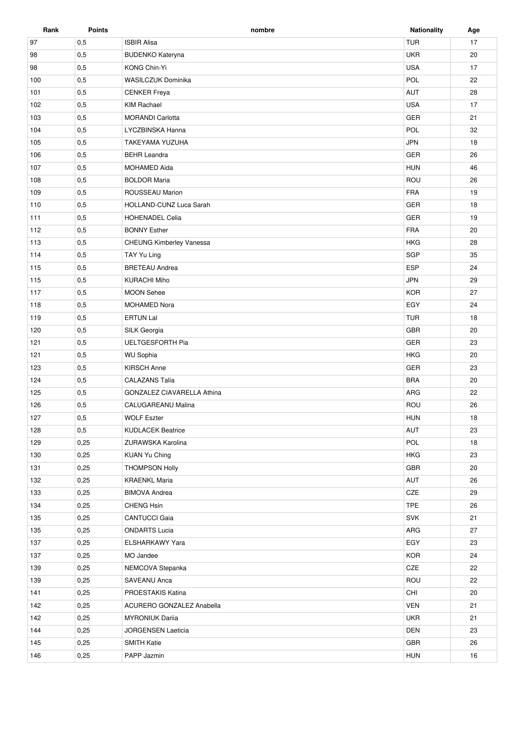| Rank | Points | nombre | Nationality | Age |
|---|---|---|---|---|
| 97 | 0,5 | ISBIR Alisa | TUR | 17 |
| 98 | 0,5 | BUDENKO Kateryna | UKR | 20 |
| 98 | 0,5 | KONG Chin-Yi | USA | 17 |
| 100 | 0,5 | WASILCZUK Dominika | POL | 22 |
| 101 | 0,5 | CENKER Freya | AUT | 28 |
| 102 | 0,5 | KIM Rachael | USA | 17 |
| 103 | 0,5 | MORANDI Carlotta | GER | 21 |
| 104 | 0,5 | LYCZBINSKA Hanna | POL | 32 |
| 105 | 0,5 | TAKEYAMA YUZUHA | JPN | 18 |
| 106 | 0,5 | BEHR Leandra | GER | 26 |
| 107 | 0,5 | MOHAMED Aida | HUN | 46 |
| 108 | 0,5 | BOLDOR Maria | ROU | 26 |
| 109 | 0,5 | ROUSSEAU Marion | FRA | 19 |
| 110 | 0,5 | HOLLAND-CUNZ Luca Sarah | GER | 18 |
| 111 | 0,5 | HOHENADEL Celia | GER | 19 |
| 112 | 0,5 | BONNY Esther | FRA | 20 |
| 113 | 0,5 | CHEUNG Kimberley Vanessa | HKG | 28 |
| 114 | 0,5 | TAY Yu Ling | SGP | 35 |
| 115 | 0,5 | BRETEAU Andrea | ESP | 24 |
| 115 | 0,5 | KURACHI Miho | JPN | 29 |
| 117 | 0,5 | MOON Sehee | KOR | 27 |
| 118 | 0,5 | MOHAMED Nora | EGY | 24 |
| 119 | 0,5 | ERTUN Lal | TUR | 18 |
| 120 | 0,5 | SILK Georgia | GBR | 20 |
| 121 | 0,5 | UELTGESFORTH Pia | GER | 23 |
| 121 | 0,5 | WU Sophia | HKG | 20 |
| 123 | 0,5 | KIRSCH Anne | GER | 23 |
| 124 | 0,5 | CALAZANS Talia | BRA | 20 |
| 125 | 0,5 | GONZALEZ CIAVARELLA Athina | ARG | 22 |
| 126 | 0,5 | CALUGAREANU Malina | ROU | 26 |
| 127 | 0,5 | WOLF Eszter | HUN | 18 |
| 128 | 0,5 | KUDLACEK Beatrice | AUT | 23 |
| 129 | 0,25 | ZURAWSKA Karolina | POL | 18 |
| 130 | 0,25 | KUAN Yu Ching | HKG | 23 |
| 131 | 0,25 | THOMPSON Holly | GBR | 20 |
| 132 | 0,25 | KRAENKL Maria | AUT | 26 |
| 133 | 0,25 | BIMOVA Andrea | CZE | 29 |
| 134 | 0,25 | CHENG Hsin | TPE | 26 |
| 135 | 0,25 | CANTUCCI Gaia | SVK | 21 |
| 135 | 0,25 | ONDARTS Lucia | ARG | 27 |
| 137 | 0,25 | ELSHARKAWY Yara | EGY | 23 |
| 137 | 0,25 | MO Jandee | KOR | 24 |
| 139 | 0,25 | NEMCOVA Stepanka | CZE | 22 |
| 139 | 0,25 | SAVEANU Anca | ROU | 22 |
| 141 | 0,25 | PROESTAKIS Katina | CHI | 20 |
| 142 | 0,25 | ACURERO GONZALEZ Anabella | VEN | 21 |
| 142 | 0,25 | MYRONIUK Dariia | UKR | 21 |
| 144 | 0,25 | JORGENSEN Laeticia | DEN | 23 |
| 145 | 0,25 | SMITH Katie | GBR | 26 |
| 146 | 0,25 | PAPP Jazmin | HUN | 16 |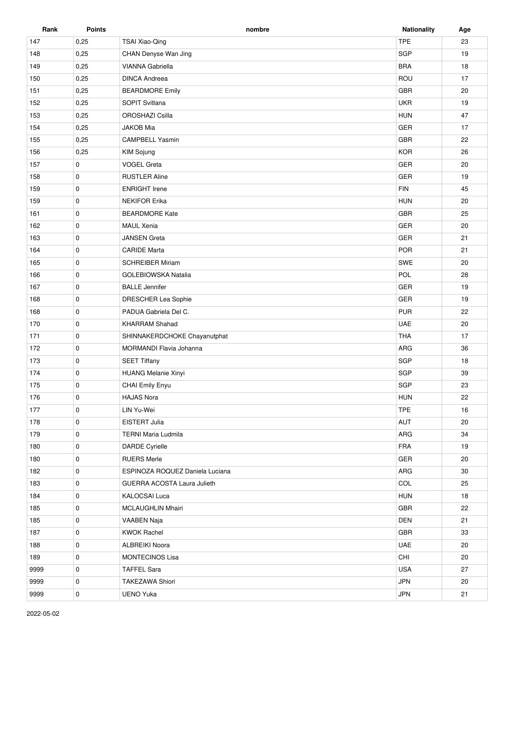| Rank | Points | nombre | Nationality | Age |
| --- | --- | --- | --- | --- |
| 147 | 0,25 | TSAI Xiao-Qing | TPE | 23 |
| 148 | 0,25 | CHAN Denyse Wan Jing | SGP | 19 |
| 149 | 0,25 | VIANNA Gabriella | BRA | 18 |
| 150 | 0,25 | DINCA Andreea | ROU | 17 |
| 151 | 0,25 | BEARDMORE Emily | GBR | 20 |
| 152 | 0,25 | SOPIT Svitlana | UKR | 19 |
| 153 | 0,25 | OROSHAZI Csilla | HUN | 47 |
| 154 | 0,25 | JAKOB Mia | GER | 17 |
| 155 | 0,25 | CAMPBELL Yasmin | GBR | 22 |
| 156 | 0,25 | KIM Sojung | KOR | 26 |
| 157 | 0 | VOGEL Greta | GER | 20 |
| 158 | 0 | RUSTLER Aline | GER | 19 |
| 159 | 0 | ENRIGHT Irene | FIN | 45 |
| 159 | 0 | NEKIFOR Erika | HUN | 20 |
| 161 | 0 | BEARDMORE Kate | GBR | 25 |
| 162 | 0 | MAUL Xenia | GER | 20 |
| 163 | 0 | JANSEN Greta | GER | 21 |
| 164 | 0 | CARIDE Marta | POR | 21 |
| 165 | 0 | SCHREIBER Miriam | SWE | 20 |
| 166 | 0 | GOLEBIOWSKA Natalia | POL | 28 |
| 167 | 0 | BALLE Jennifer | GER | 19 |
| 168 | 0 | DRESCHER Lea Sophie | GER | 19 |
| 168 | 0 | PADUA Gabriela Del C. | PUR | 22 |
| 170 | 0 | KHARRAM Shahad | UAE | 20 |
| 171 | 0 | SHINNAKERDCHOKE Chayanutphat | THA | 17 |
| 172 | 0 | MORMANDI Flavia Johanna | ARG | 36 |
| 173 | 0 | SEET Tiffany | SGP | 18 |
| 174 | 0 | HUANG Melanie Xinyi | SGP | 39 |
| 175 | 0 | CHAI Emily Enyu | SGP | 23 |
| 176 | 0 | HAJAS Nora | HUN | 22 |
| 177 | 0 | LIN Yu-Wei | TPE | 16 |
| 178 | 0 | EISTERT Julia | AUT | 20 |
| 179 | 0 | TERNI Maria Ludmila | ARG | 34 |
| 180 | 0 | DARDE Cyrielle | FRA | 19 |
| 180 | 0 | RUERS Merle | GER | 20 |
| 182 | 0 | ESPINOZA ROQUEZ Daniela Luciana | ARG | 30 |
| 183 | 0 | GUERRA ACOSTA Laura Julieth | COL | 25 |
| 184 | 0 | KALOCSAI Luca | HUN | 18 |
| 185 | 0 | MCLAUGHLIN Mhairi | GBR | 22 |
| 185 | 0 | VAABEN Naja | DEN | 21 |
| 187 | 0 | KWOK Rachel | GBR | 33 |
| 188 | 0 | ALBREIKI Noora | UAE | 20 |
| 189 | 0 | MONTECINOS Lisa | CHI | 20 |
| 9999 | 0 | TAFFEL Sara | USA | 27 |
| 9999 | 0 | TAKEZAWA Shiori | JPN | 20 |
| 9999 | 0 | UENO Yuka | JPN | 21 |

2022-05-02